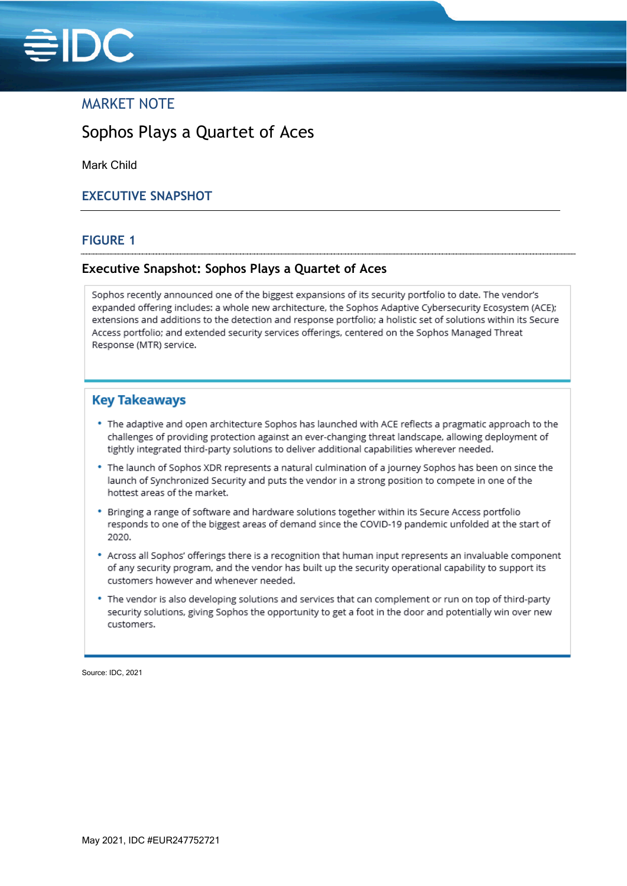## MARKET NOTE

# Sophos Plays a Quartet of Aces

Mark Child

## EXECUTIVE SNAPSHOT

### FIGURE 1

**Executive Snapshot: Sophos Plays a Quartet of Aces**

Sophos recently announced one of the biggest expansions of its security portfolio to date. The vendor's expanded offering includes: a whole new architecture, the Sophos Adaptive Cybersecurity Ecosystem (ACE); extensions and additions to the detection and response portfolio; a holistic set of solutions within its Secure Access portfolio; and extended security services offerings, centered on the Sophos Managed Threat Response (MTR) service.

#### Key Takeaways

- The adaptive and open architecture Sophos has launched with ACE reflects a pragmatic approach to the challenges of providing protection against an ever-changing threat landscape, allowing deployment of tightly integrated third-party solutions to deliver additional capabilities wherever needed.
- The launch of Sophos XDR represents a natural culmination of a journey Sophos has been on since the launch of Synchronized Security and puts the vendor in a strong position to compete in one of the hottest areas of the market.
- Bringing a range of software and hardware solutions together within its Secure Access portfolio responds to one of the biggest areas of demand since the COVID-19 pandemic unfolded at the start of 2020.
- Across all Sophos' offerings there is a recognition that human input represents an invaluable component of any security program, and the vendor has built up the security operational capability to support its customers however and whenever needed.
- The vendor is also developing solutions and services that can complement or run on top of third-party security solutions, giving Sophos the opportunity to get a foot in the door and potentially win over new customers.

Source: IDC, 2021

May 2021, IDC #EUR247752721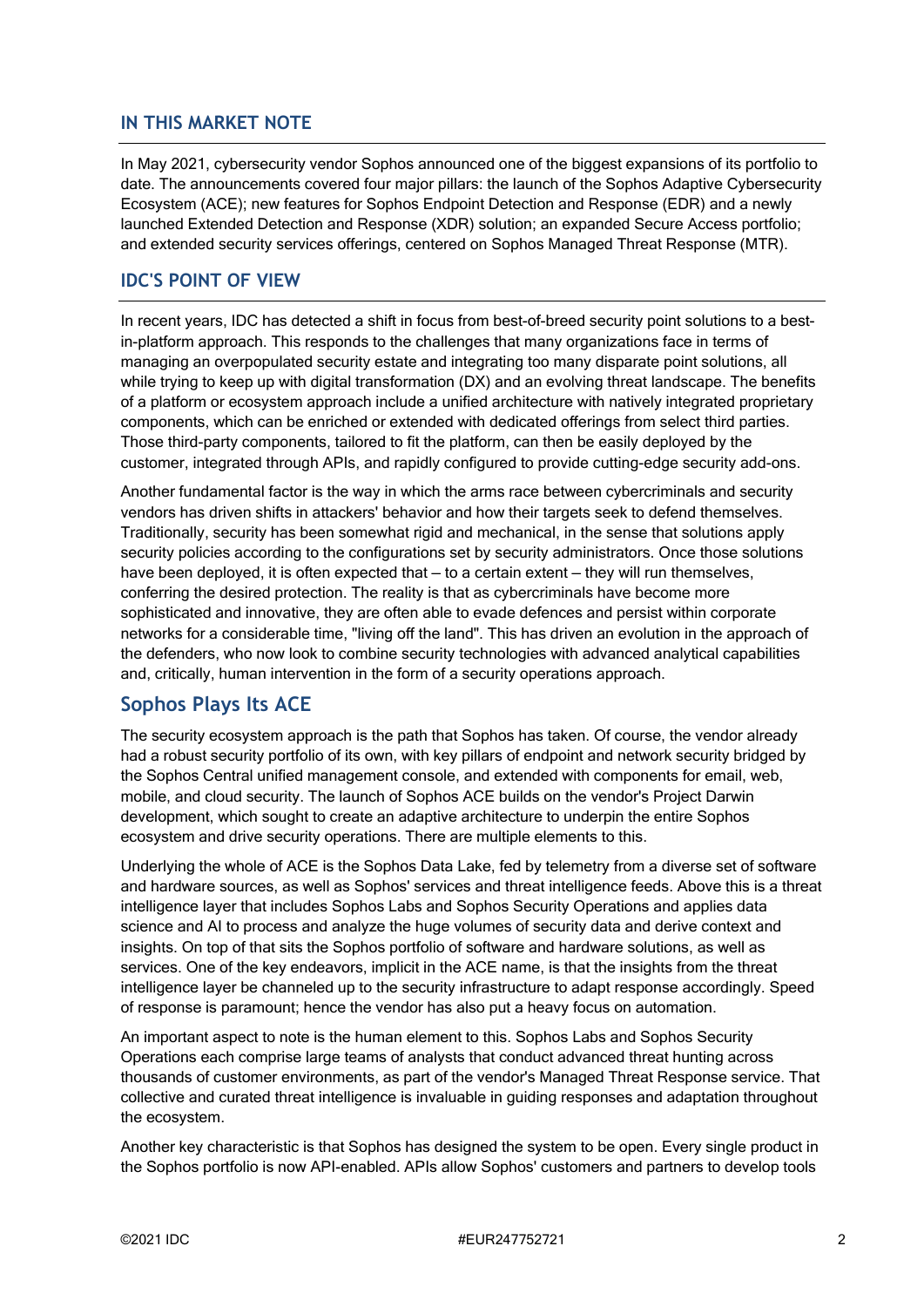## IN THIS MARKET NOTE

In May 2021, cybersecurity vendor Sophos announced one of the biggest expansions of its portfolio to date. The announcements covered four major pillars: the launch of the Sophos Adaptive Cybersecurity Ecosystem (ACE); new features for Sophos Endpoint Detection and Response (EDR) and a newly launched Extended Detection and Response (XDR) solution; an expanded Secure Access portfolio; and extended security services offerings, centered on Sophos Managed Threat Response (MTR).

## IDC'S POINT OF VIEW

In recent years, IDC has detected a shift in focus from best-of-breed security point solutions to a best-in-platform approach. This responds to the challenges that many organizations face in terms of managing an overpopulated security estate and integrating too many disparate point solutions, all while trying to keep up with digital transformation (DX) and an evolving threat landscape. The benefits of a platform or ecosystem approach include a unified architecture with natively integrated proprietary components, which can be enriched or extended with dedicated offerings from select third parties. Those third-party components, tailored to fit the platform, can then be easily deployed by the customer, integrated through APIs, and rapidly configured to provide cutting-edge security add-ons.

Another fundamental factor is the way in which the arms race between cybercriminals and security vendors has driven shifts in attackers' behavior and how their targets seek to defend themselves. Traditionally, security has been somewhat rigid and mechanical, in the sense that solutions apply security policies according to the configurations set by security administrators. Once those solutions have been deployed, it is often expected that — to a certain extent — they will run themselves, conferring the desired protection. The reality is that as cybercriminals have become more sophisticated and innovative, they are often able to evade defences and persist within corporate networks for a considerable time, "living off the land". This has driven an evolution in the approach of the defenders, who now look to combine security technologies with advanced analytical capabilities and, critically, human intervention in the form of a security operations approach.

### Sophos Plays Its ACE

The security ecosystem approach is the path that Sophos has taken. Of course, the vendor already had a robust security portfolio of its own, with key pillars of endpoint and network security bridged by the Sophos Central unified management console, and extended with components for email, web, mobile, and cloud security. The launch of Sophos ACE builds on the vendor's Project Darwin development, which sought to create an adaptive architecture to underpin the entire Sophos ecosystem and drive security operations. There are multiple elements to this.

Underlying the whole of ACE is the Sophos Data Lake, fed by telemetry from a diverse set of software and hardware sources, as well as Sophos' services and threat intelligence feeds. Above this is a threat intelligence layer that includes Sophos Labs and Sophos Security Operations and applies data science and AI to process and analyze the huge volumes of security data and derive context and insights. On top of that sits the Sophos portfolio of software and hardware solutions, as well as services. One of the key endeavors, implicit in the ACE name, is that the insights from the threat intelligence layer be channeled up to the security infrastructure to adapt response accordingly. Speed of response is paramount; hence the vendor has also put a heavy focus on automation.

An important aspect to note is the human element to this. Sophos Labs and Sophos Security Operations each comprise large teams of analysts that conduct advanced threat hunting across thousands of customer environments, as part of the vendor's Managed Threat Response service. That collective and curated threat intelligence is invaluable in guiding responses and adaptation throughout the ecosystem.

Another key characteristic is that Sophos has designed the system to be open. Every single product in the Sophos portfolio is now API-enabled. APIs allow Sophos' customers and partners to develop tools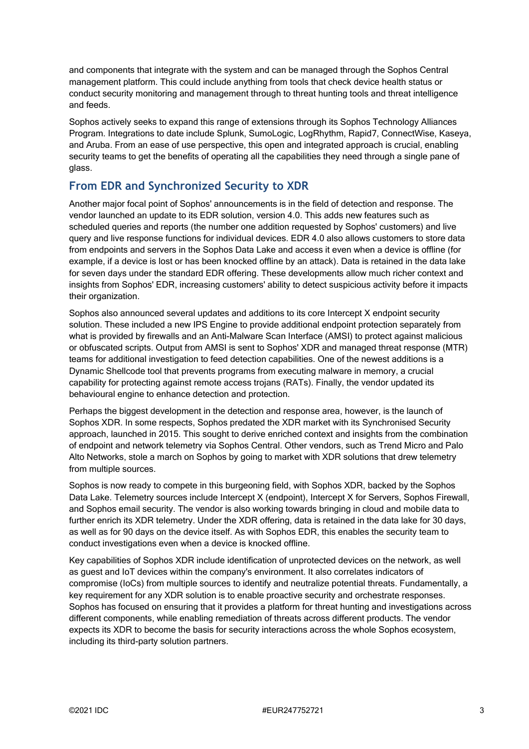and components that integrate with the system and can be managed through the Sophos Central management platform. This could include anything from tools that check device health status or conduct security monitoring and management through to threat hunting tools and threat intelligence and feeds.

Sophos actively seeks to expand this range of extensions through its Sophos Technology Alliances Program. Integrations to date include Splunk, SumoLogic, LogRhythm, Rapid7, ConnectWise, Kaseya, and Aruba. From an ease of use perspective, this open and integrated approach is crucial, enabling security teams to get the benefits of operating all the capabilities they need through a single pane of glass.

## From EDR and Synchronized Security to XDR

Another major focal point of Sophos' announcements is in the field of detection and response. The vendor launched an update to its EDR solution, version 4.0. This adds new features such as scheduled queries and reports (the number one addition requested by Sophos' customers) and live query and live response functions for individual devices. EDR 4.0 also allows customers to store data from endpoints and servers in the Sophos Data Lake and access it even when a device is offline (for example, if a device is lost or has been knocked offline by an attack). Data is retained in the data lake for seven days under the standard EDR offering. These developments allow much richer context and insights from Sophos' EDR, increasing customers' ability to detect suspicious activity before it impacts their organization.

Sophos also announced several updates and additions to its core Intercept X endpoint security solution. These included a new IPS Engine to provide additional endpoint protection separately from what is provided by firewalls and an Anti-Malware Scan Interface (AMSI) to protect against malicious or obfuscated scripts. Output from AMSI is sent to Sophos' XDR and managed threat response (MTR) teams for additional investigation to feed detection capabilities. One of the newest additions is a Dynamic Shellcode tool that prevents programs from executing malware in memory, a crucial capability for protecting against remote access trojans (RATs). Finally, the vendor updated its behavioural engine to enhance detection and protection.

Perhaps the biggest development in the detection and response area, however, is the launch of Sophos XDR. In some respects, Sophos predated the XDR market with its Synchronised Security approach, launched in 2015. This sought to derive enriched context and insights from the combination of endpoint and network telemetry via Sophos Central. Other vendors, such as Trend Micro and Palo Alto Networks, stole a march on Sophos by going to market with XDR solutions that drew telemetry from multiple sources.

Sophos is now ready to compete in this burgeoning field, with Sophos XDR, backed by the Sophos Data Lake. Telemetry sources include Intercept X (endpoint), Intercept X for Servers, Sophos Firewall, and Sophos email security. The vendor is also working towards bringing in cloud and mobile data to further enrich its XDR telemetry. Under the XDR offering, data is retained in the data lake for 30 days, as well as for 90 days on the device itself. As with Sophos EDR, this enables the security team to conduct investigations even when a device is knocked offline.

Key capabilities of Sophos XDR include identification of unprotected devices on the network, as well as guest and IoT devices within the company's environment. It also correlates indicators of compromise (IoCs) from multiple sources to identify and neutralize potential threats. Fundamentally, a key requirement for any XDR solution is to enable proactive security and orchestrate responses. Sophos has focused on ensuring that it provides a platform for threat hunting and investigations across different components, while enabling remediation of threats across different products. The vendor expects its XDR to become the basis for security interactions across the whole Sophos ecosystem, including its third-party solution partners.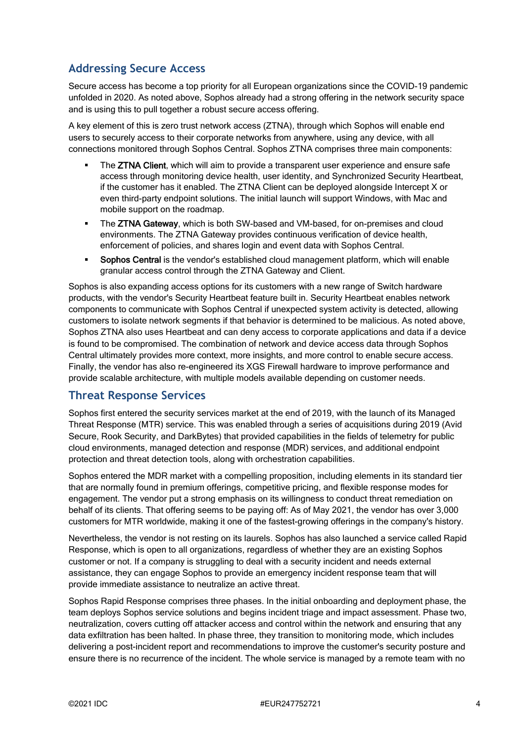## Addressing Secure Access

Secure access has become a top priority for all European organizations since the COVID-19 pandemic unfolded in 2020. As noted above, Sophos already had a strong offering in the network security space and is using this to pull together a robust secure access offering.

A key element of this is zero trust network access (ZTNA), through which Sophos will enable end users to securely access to their corporate networks from anywhere, using any device, with all connections monitored through Sophos Central. Sophos ZTNA comprises three main components:

- The **ZTNA Client**, which will aim to provide a transparent user experience and ensure safe access through monitoring device health, user identity, and Synchronized Security Heartbeat, if the customer has it enabled. The ZTNA Client can be deployed alongside Intercept X or even third-party endpoint solutions. The initial launch will support Windows, with Mac and mobile support on the roadmap.
- The **ZTNA Gateway**, which is both SW-based and VM-based, for on-premises and cloud environments. The ZTNA Gateway provides continuous verification of device health, enforcement of policies, and shares login and event data with Sophos Central.
- **Sophos Central** is the vendor's established cloud management platform, which will enable granular access control through the ZTNA Gateway and Client.

Sophos is also expanding access options for its customers with a new range of Switch hardware products, with the vendor's Security Heartbeat feature built in. Security Heartbeat enables network components to communicate with Sophos Central if unexpected system activity is detected, allowing customers to isolate network segments if that behavior is determined to be malicious. As noted above, Sophos ZTNA also uses Heartbeat and can deny access to corporate applications and data if a device is found to be compromised. The combination of network and device access data through Sophos Central ultimately provides more context, more insights, and more control to enable secure access. Finally, the vendor has also re-engineered its XGS Firewall hardware to improve performance and provide scalable architecture, with multiple models available depending on customer needs.

## Threat Response Services

Sophos first entered the security services market at the end of 2019, with the launch of its Managed Threat Response (MTR) service. This was enabled through a series of acquisitions during 2019 (Avid Secure, Rook Security, and DarkBytes) that provided capabilities in the fields of telemetry for public cloud environments, managed detection and response (MDR) services, and additional endpoint protection and threat detection tools, along with orchestration capabilities.

Sophos entered the MDR market with a compelling proposition, including elements in its standard tier that are normally found in premium offerings, competitive pricing, and flexible response modes for engagement. The vendor put a strong emphasis on its willingness to conduct threat remediation on behalf of its clients. That offering seems to be paying off: As of May 2021, the vendor has over 3,000 customers for MTR worldwide, making it one of the fastest-growing offerings in the company's history.

Nevertheless, the vendor is not resting on its laurels. Sophos has also launched a service called Rapid Response, which is open to all organizations, regardless of whether they are an existing Sophos customer or not. If a company is struggling to deal with a security incident and needs external assistance, they can engage Sophos to provide an emergency incident response team that will provide immediate assistance to neutralize an active threat.

Sophos Rapid Response comprises three phases. In the initial onboarding and deployment phase, the team deploys Sophos service solutions and begins incident triage and impact assessment. Phase two, neutralization, covers cutting off attacker access and control within the network and ensuring that any data exfiltration has been halted. In phase three, they transition to monitoring mode, which includes delivering a post-incident report and recommendations to improve the customer's security posture and ensure there is no recurrence of the incident. The whole service is managed by a remote team with no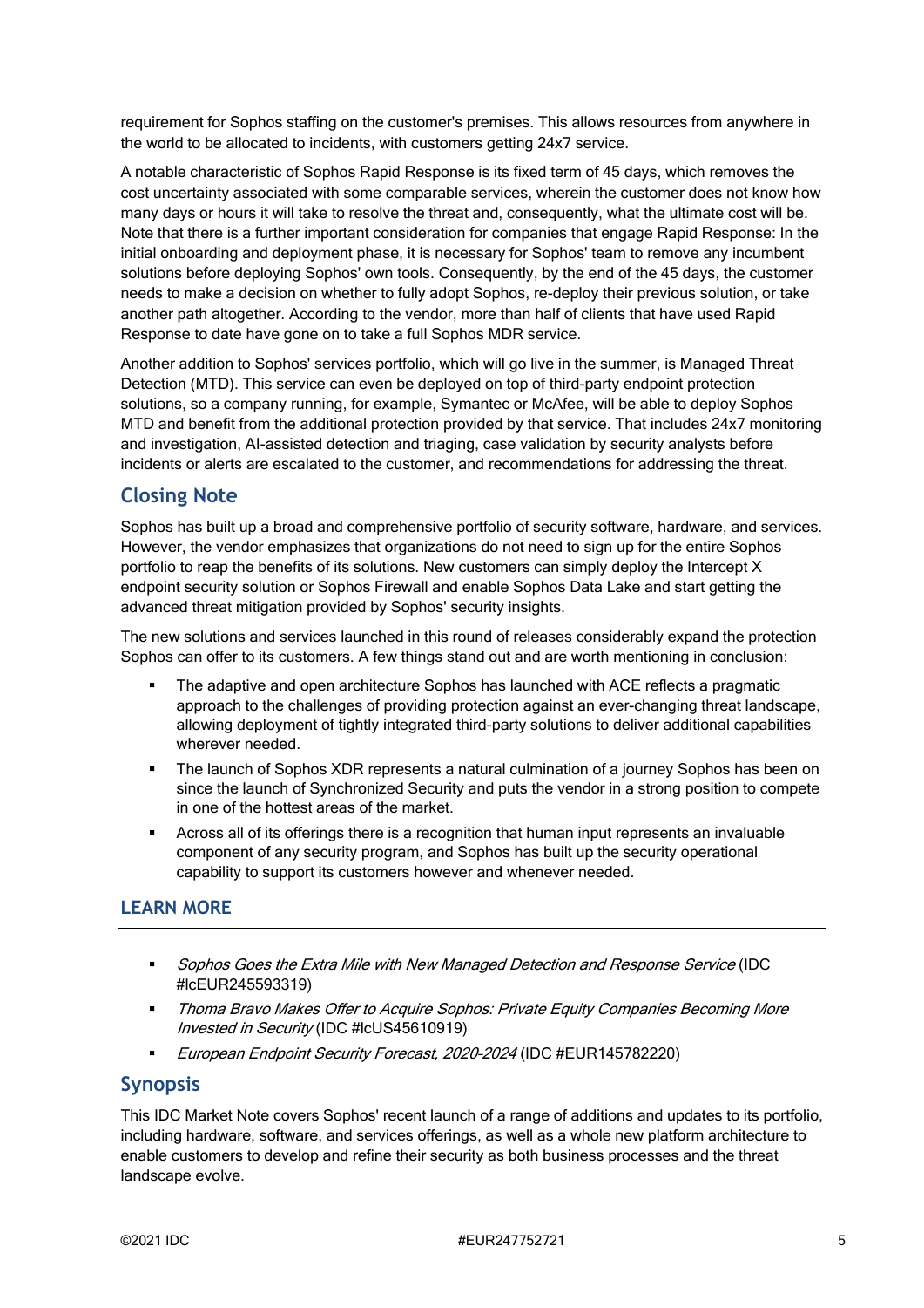requirement for Sophos staffing on the customer's premises. This allows resources from anywhere in the world to be allocated to incidents, with customers getting 24x7 service.

A notable characteristic of Sophos Rapid Response is its fixed term of 45 days, which removes the cost uncertainty associated with some comparable services, wherein the customer does not know how many days or hours it will take to resolve the threat and, consequently, what the ultimate cost will be. Note that there is a further important consideration for companies that engage Rapid Response: In the initial onboarding and deployment phase, it is necessary for Sophos' team to remove any incumbent solutions before deploying Sophos' own tools. Consequently, by the end of the 45 days, the customer needs to make a decision on whether to fully adopt Sophos, re-deploy their previous solution, or take another path altogether. According to the vendor, more than half of clients that have used Rapid Response to date have gone on to take a full Sophos MDR service.

Another addition to Sophos' services portfolio, which will go live in the summer, is Managed Threat Detection (MTD). This service can even be deployed on top of third-party endpoint protection solutions, so a company running, for example, Symantec or McAfee, will be able to deploy Sophos MTD and benefit from the additional protection provided by that service. That includes 24x7 monitoring and investigation, AI-assisted detection and triaging, case validation by security analysts before incidents or alerts are escalated to the customer, and recommendations for addressing the threat.

## Closing Note

Sophos has built up a broad and comprehensive portfolio of security software, hardware, and services. However, the vendor emphasizes that organizations do not need to sign up for the entire Sophos portfolio to reap the benefits of its solutions. New customers can simply deploy the Intercept X endpoint security solution or Sophos Firewall and enable Sophos Data Lake and start getting the advanced threat mitigation provided by Sophos' security insights.

The new solutions and services launched in this round of releases considerably expand the protection Sophos can offer to its customers. A few things stand out and are worth mentioning in conclusion:

- The adaptive and open architecture Sophos has launched with ACE reflects a pragmatic approach to the challenges of providing protection against an ever-changing threat landscape, allowing deployment of tightly integrated third-party solutions to deliver additional capabilities wherever needed.
- The launch of Sophos XDR represents a natural culmination of a journey Sophos has been on since the launch of Synchronized Security and puts the vendor in a strong position to compete in one of the hottest areas of the market.
- Across all of its offerings there is a recognition that human input represents an invaluable component of any security program, and Sophos has built up the security operational capability to support its customers however and whenever needed.

## LEARN MORE

- *Sophos Goes the Extra Mile with New Managed Detection and Response Service* (IDC #lcEUR245593319)
- *Thoma Bravo Makes Offer to Acquire Sophos: Private Equity Companies Becoming More Invested in Security* (IDC #lcUS45610919)
- *European Endpoint Security Forecast, 2020-2024* (IDC #EUR145782220)

## Synopsis

This IDC Market Note covers Sophos' recent launch of a range of additions and updates to its portfolio, including hardware, software, and services offerings, as well as a whole new platform architecture to enable customers to develop and refine their security as both business processes and the threat landscape evolve.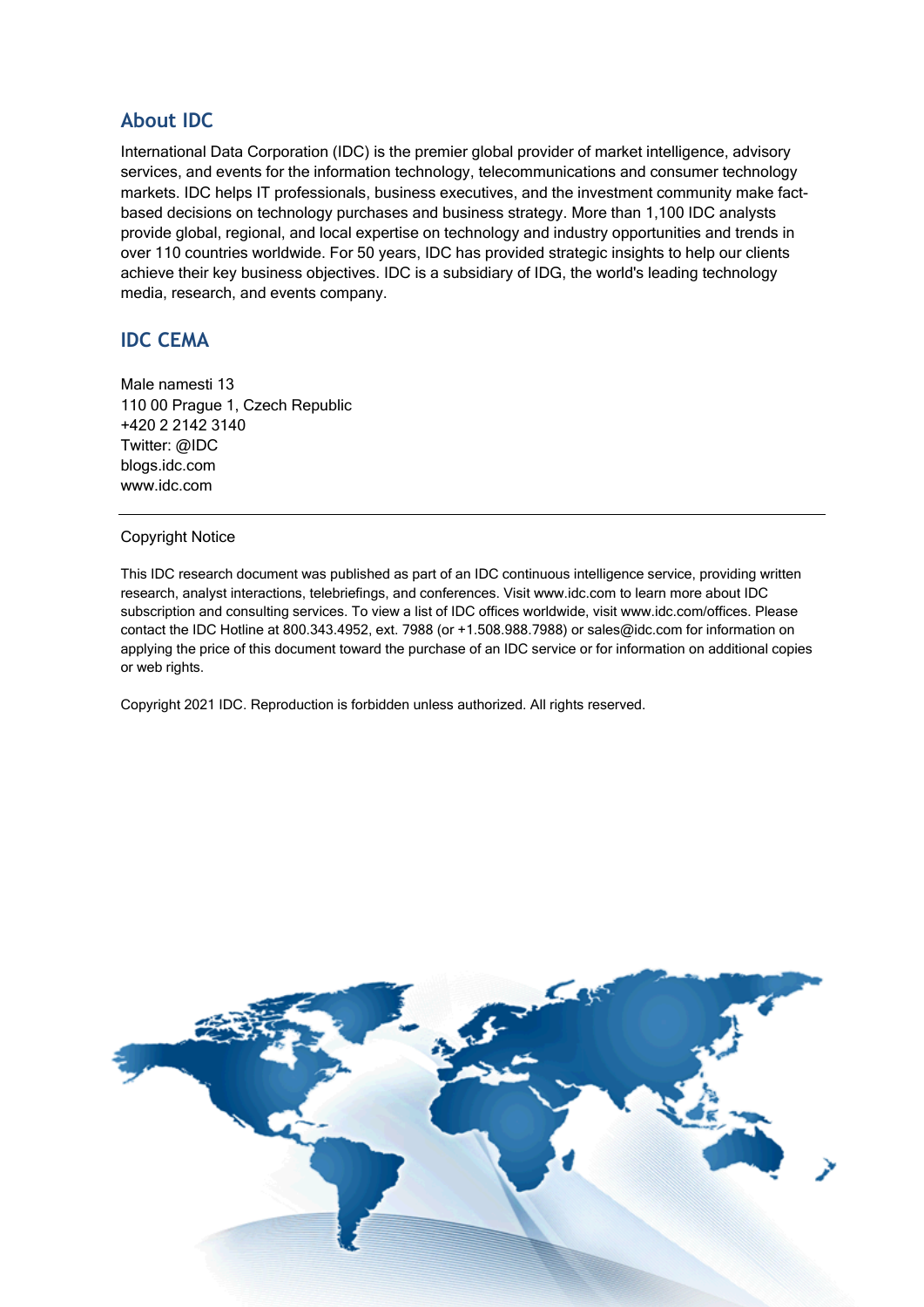## About IDC

International Data Corporation (IDC) is the premier global provider of market intelligence, advisory services, and events for the information technology, telecommunications and consumer technology markets. IDC helps IT professionals, business executives, and the investment community make fact-based decisions on technology purchases and business strategy. More than 1,100 IDC analysts provide global, regional, and local expertise on technology and industry opportunities and trends in over 110 countries worldwide. For 50 years, IDC has provided strategic insights to help our clients achieve their key business objectives. IDC is a subsidiary of IDG, the world's leading technology media, research, and events company.

## IDC CEMA

Male namesti 13
110 00 Prague 1, Czech Republic
+420 2 2142 3140
Twitter: @IDC
blogs.idc.com
www.idc.com

---

Copyright Notice

This IDC research document was published as part of an IDC continuous intelligence service, providing written research, analyst interactions, telebriefings, and conferences. Visit www.idc.com to learn more about IDC subscription and consulting services. To view a list of IDC offices worldwide, visit www.idc.com/offices. Please contact the IDC Hotline at 800.343.4952, ext. 7988 (or +1.508.988.7988) or sales@idc.com for information on applying the price of this document toward the purchase of an IDC service or for information on additional copies or web rights.

Copyright 2021 IDC. Reproduction is forbidden unless authorized. All rights reserved.